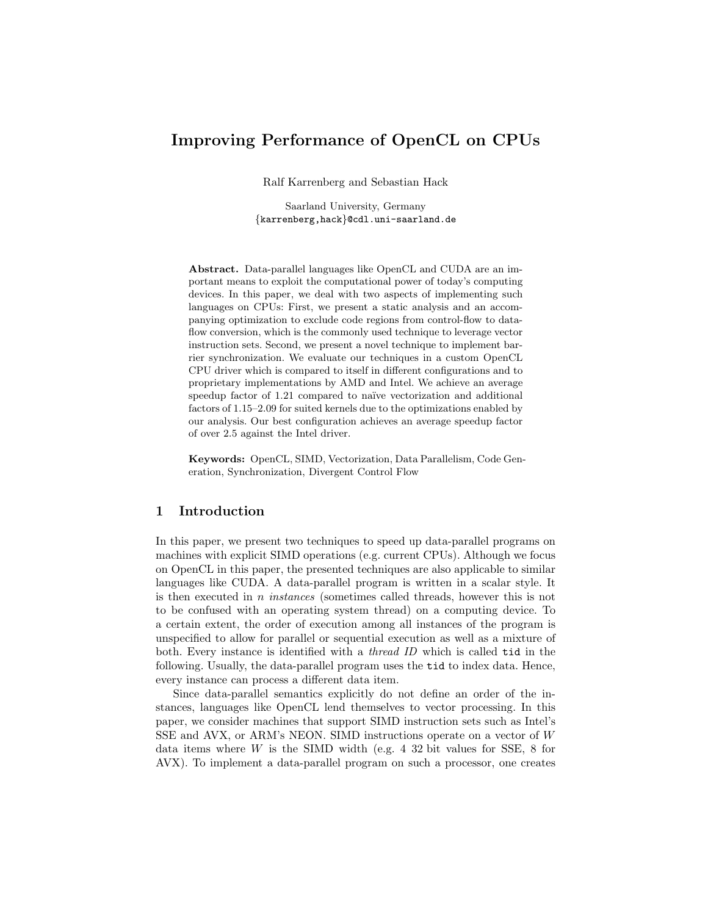# Improving Performance of OpenCL on CPUs

Ralf Karrenberg and Sebastian Hack

Saarland University, Germany
{karrenberg,hack}@cdl.uni-saarland.de

**Abstract.** Data-parallel languages like OpenCL and CUDA are an important means to exploit the computational power of today's computing devices. In this paper, we deal with two aspects of implementing such languages on CPUs: First, we present a static analysis and an accompanying optimization to exclude code regions from control-flow to data-flow conversion, which is the commonly used technique to leverage vector instruction sets. Second, we present a novel technique to implement barrier synchronization. We evaluate our techniques in a custom OpenCL CPU driver which is compared to itself in different configurations and to proprietary implementations by AMD and Intel. We achieve an average speedup factor of 1.21 compared to naïve vectorization and additional factors of 1.15–2.09 for suited kernels due to the optimizations enabled by our analysis. Our best configuration achieves an average speedup factor of over 2.5 against the Intel driver.

**Keywords:** OpenCL, SIMD, Vectorization, Data Parallelism, Code Generation, Synchronization, Divergent Control Flow

## 1 Introduction

In this paper, we present two techniques to speed up data-parallel programs on machines with explicit SIMD operations (e.g. current CPUs). Although we focus on OpenCL in this paper, the presented techniques are also applicable to similar languages like CUDA. A data-parallel program is written in a scalar style. It is then executed in $n$ *instances* (sometimes called threads, however this is not to be confused with an operating system thread) on a computing device. To a certain extent, the order of execution among all instances of the program is unspecified to allow for parallel or sequential execution as well as a mixture of both. Every instance is identified with a *thread ID* which is called `tid` in the following. Usually, the data-parallel program uses the `tid` to index data. Hence, every instance can process a different data item.

Since data-parallel semantics explicitly do not define an order of the instances, languages like OpenCL lend themselves to vector processing. In this paper, we consider machines that support SIMD instruction sets such as Intel's SSE and AVX, or ARM's NEON. SIMD instructions operate on a vector of $W$ data items where $W$ is the SIMD width (e.g. 4 32 bit values for SSE, 8 for AVX). To implement a data-parallel program on such a processor, one creates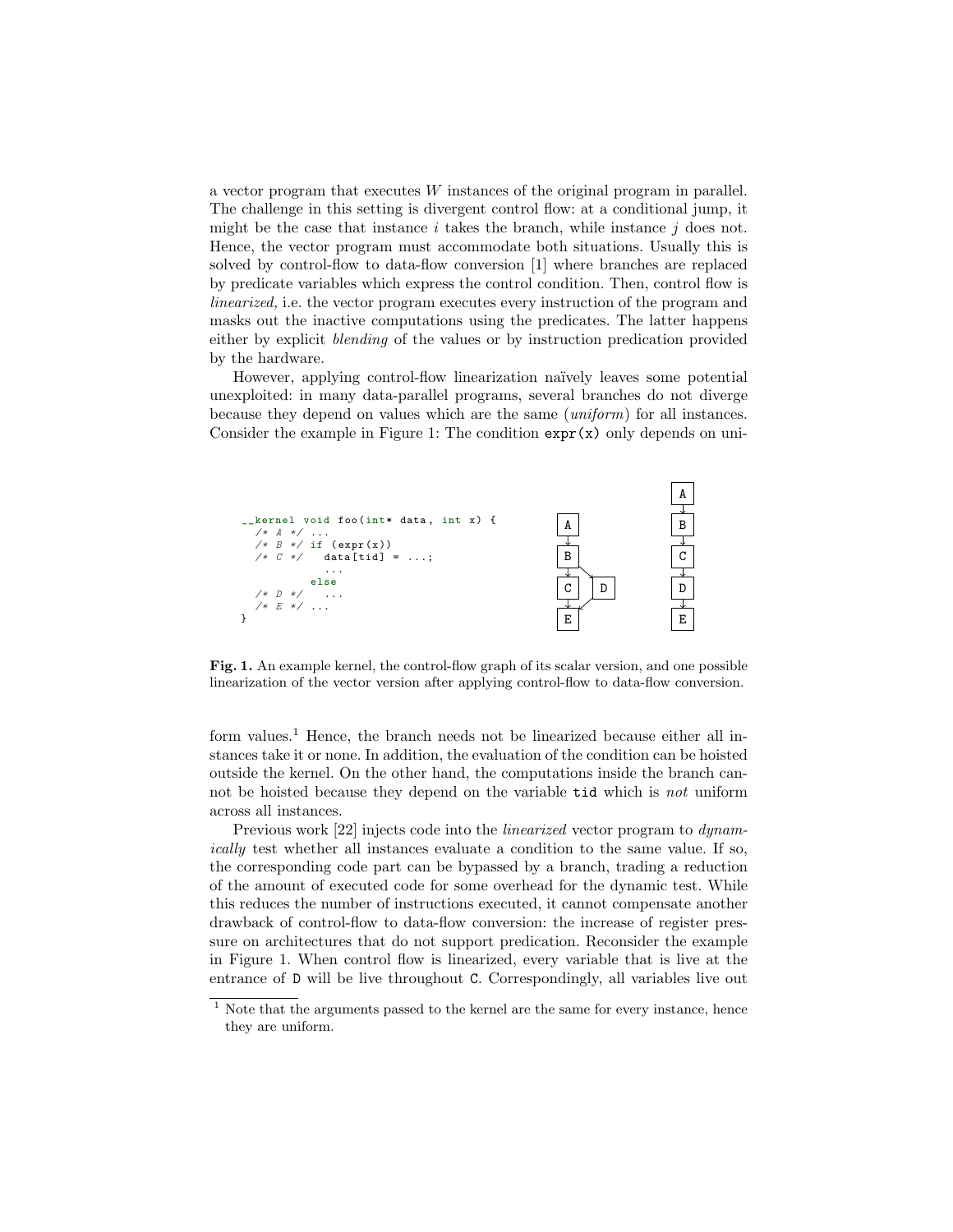a vector program that executes $W$ instances of the original program in parallel. The challenge in this setting is divergent control flow: at a conditional jump, it might be the case that instance $i$ takes the branch, while instance $j$ does not. Hence, the vector program must accommodate both situations. Usually this is solved by control-flow to data-flow conversion [1] where branches are replaced by predicate variables which express the control condition. Then, control flow is *linearized,* i.e. the vector program executes every instruction of the program and masks out the inactive computations using the predicates. The latter happens either by explicit *blending* of the values or by instruction predication provided by the hardware.

However, applying control-flow linearization naïvely leaves some potential unexploited: in many data-parallel programs, several branches do not diverge because they depend on values which are the same (*uniform*) for all instances. Consider the example in Figure 1: The condition `expr(x)` only depends on uniform values.[1] Hence, the branch needs not be linearized because either all instances take it or none. In addition, the evaluation of the condition can be hoisted outside the kernel. On the other hand, the computations inside the branch cannot be hoisted because they depend on the variable `tid` which is *not* uniform across all instances.

```
__kernel void foo(int* data, int x) {
  /* A */ ...
  /* B */ if (expr(x))
  /* C */   data[tid] = ...;
            ...
          else
  /* D */   ...
  /* E */ ...
}
```

**Fig. 1.** An example kernel, the control-flow graph of its scalar version, and one possible linearization of the vector version after applying control-flow to data-flow conversion.

Previous work [22] injects code into the *linearized* vector program to *dynamically* test whether all instances evaluate a condition to the same value. If so, the corresponding code part can be bypassed by a branch, trading a reduction of the amount of executed code for some overhead for the dynamic test. While this reduces the number of instructions executed, it cannot compensate another drawback of control-flow to data-flow conversion: the increase of register pressure on architectures that do not support predication. Reconsider the example in Figure 1. When control flow is linearized, every variable that is live at the entrance of `D` will be live throughout `C`. Correspondingly, all variables live out

[1] Note that the arguments passed to the kernel are the same for every instance, hence they are uniform.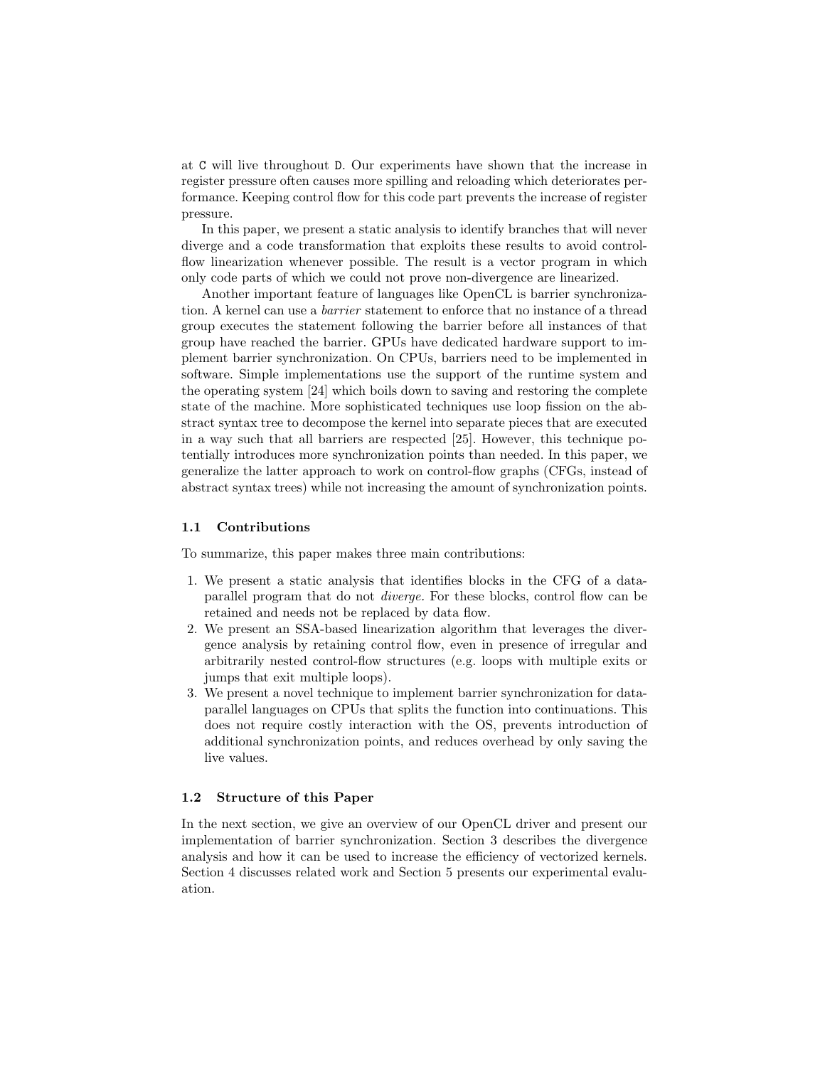at `C` will live throughout `D`. Our experiments have shown that the increase in register pressure often causes more spilling and reloading which deteriorates performance. Keeping control flow for this code part prevents the increase of register pressure.

In this paper, we present a static analysis to identify branches that will never diverge and a code transformation that exploits these results to avoid control-flow linearization whenever possible. The result is a vector program in which only code parts of which we could not prove non-divergence are linearized.

Another important feature of languages like OpenCL is barrier synchronization. A kernel can use a *barrier* statement to enforce that no instance of a thread group executes the statement following the barrier before all instances of that group have reached the barrier. GPUs have dedicated hardware support to implement barrier synchronization. On CPUs, barriers need to be implemented in software. Simple implementations use the support of the runtime system and the operating system [24] which boils down to saving and restoring the complete state of the machine. More sophisticated techniques use loop fission on the abstract syntax tree to decompose the kernel into separate pieces that are executed in a way such that all barriers are respected [25]. However, this technique potentially introduces more synchronization points than needed. In this paper, we generalize the latter approach to work on control-flow graphs (CFGs, instead of abstract syntax trees) while not increasing the amount of synchronization points.

### 1.1 Contributions

To summarize, this paper makes three main contributions:

1. We present a static analysis that identifies blocks in the CFG of a data-parallel program that do not *diverge*. For these blocks, control flow can be retained and needs not be replaced by data flow.
2. We present an SSA-based linearization algorithm that leverages the divergence analysis by retaining control flow, even in presence of irregular and arbitrarily nested control-flow structures (e.g. loops with multiple exits or jumps that exit multiple loops).
3. We present a novel technique to implement barrier synchronization for data-parallel languages on CPUs that splits the function into continuations. This does not require costly interaction with the OS, prevents introduction of additional synchronization points, and reduces overhead by only saving the live values.

### 1.2 Structure of this Paper

In the next section, we give an overview of our OpenCL driver and present our implementation of barrier synchronization. Section 3 describes the divergence analysis and how it can be used to increase the efficiency of vectorized kernels. Section 4 discusses related work and Section 5 presents our experimental evaluation.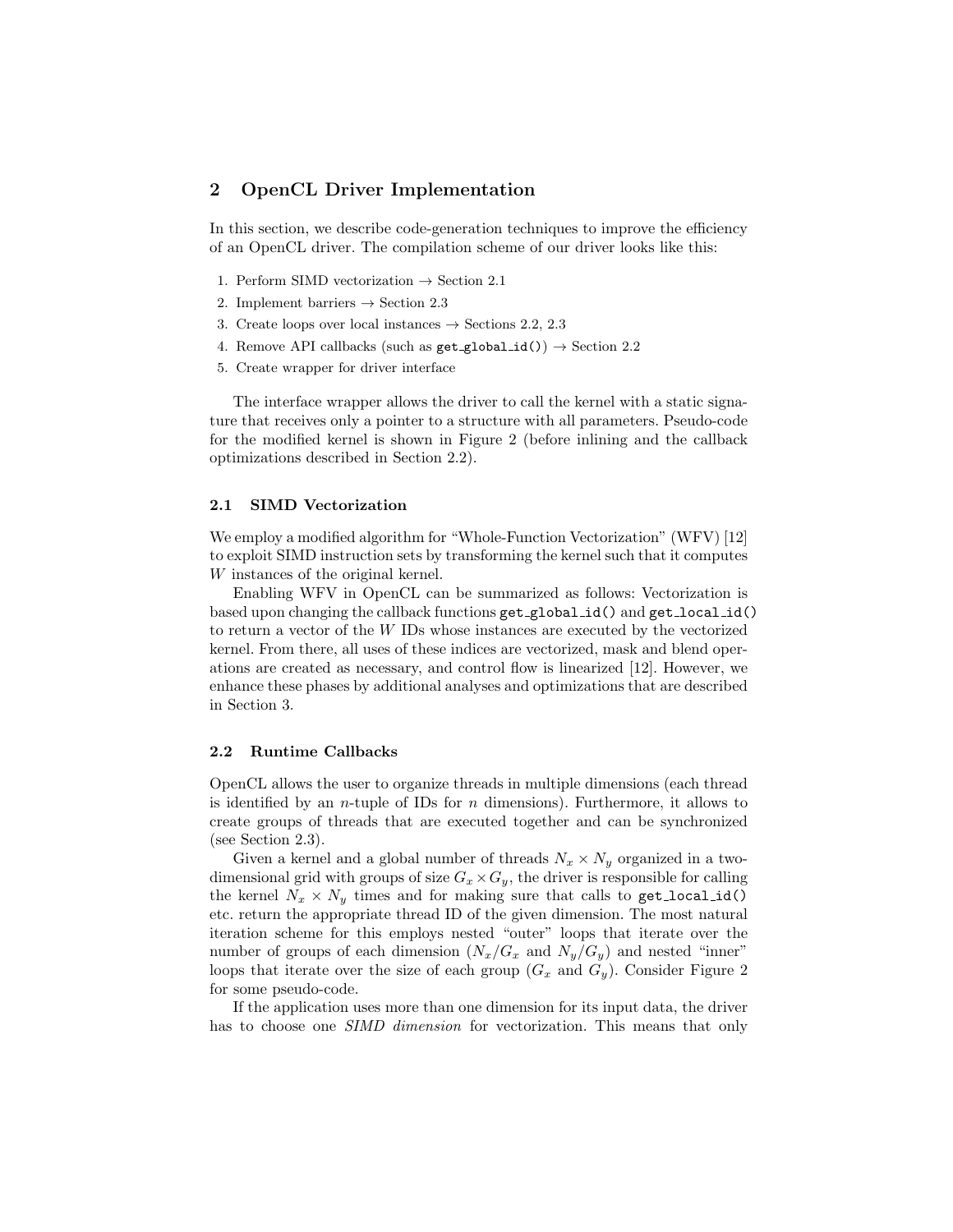## 2 OpenCL Driver Implementation

In this section, we describe code-generation techniques to improve the efficiency of an OpenCL driver. The compilation scheme of our driver looks like this:

1. Perform SIMD vectorization → Section 2.1
2. Implement barriers → Section 2.3
3. Create loops over local instances → Sections 2.2, 2.3
4. Remove API callbacks (such as `get_global_id()`) → Section 2.2
5. Create wrapper for driver interface

The interface wrapper allows the driver to call the kernel with a static signature that receives only a pointer to a structure with all parameters. Pseudo-code for the modified kernel is shown in Figure 2 (before inlining and the callback optimizations described in Section 2.2).

### 2.1 SIMD Vectorization

We employ a modified algorithm for "Whole-Function Vectorization" (WFV) [12] to exploit SIMD instruction sets by transforming the kernel such that it computes $W$ instances of the original kernel.

Enabling WFV in OpenCL can be summarized as follows: Vectorization is based upon changing the callback functions `get_global_id()` and `get_local_id()` to return a vector of the $W$ IDs whose instances are executed by the vectorized kernel. From there, all uses of these indices are vectorized, mask and blend operations are created as necessary, and control flow is linearized [12]. However, we enhance these phases by additional analyses and optimizations that are described in Section 3.

### 2.2 Runtime Callbacks

OpenCL allows the user to organize threads in multiple dimensions (each thread is identified by an $n$-tuple of IDs for $n$ dimensions). Furthermore, it allows to create groups of threads that are executed together and can be synchronized (see Section 2.3).

Given a kernel and a global number of threads $N_x \times N_y$ organized in a two-dimensional grid with groups of size $G_x \times G_y$, the driver is responsible for calling the kernel $N_x \times N_y$ times and for making sure that calls to `get_local_id()` etc. return the appropriate thread ID of the given dimension. The most natural iteration scheme for this employs nested "outer" loops that iterate over the number of groups of each dimension ($N_x/G_x$ and $N_y/G_y$) and nested "inner" loops that iterate over the size of each group ($G_x$ and $G_y$). Consider Figure 2 for some pseudo-code.

If the application uses more than one dimension for its input data, the driver has to choose one *SIMD dimension* for vectorization. This means that only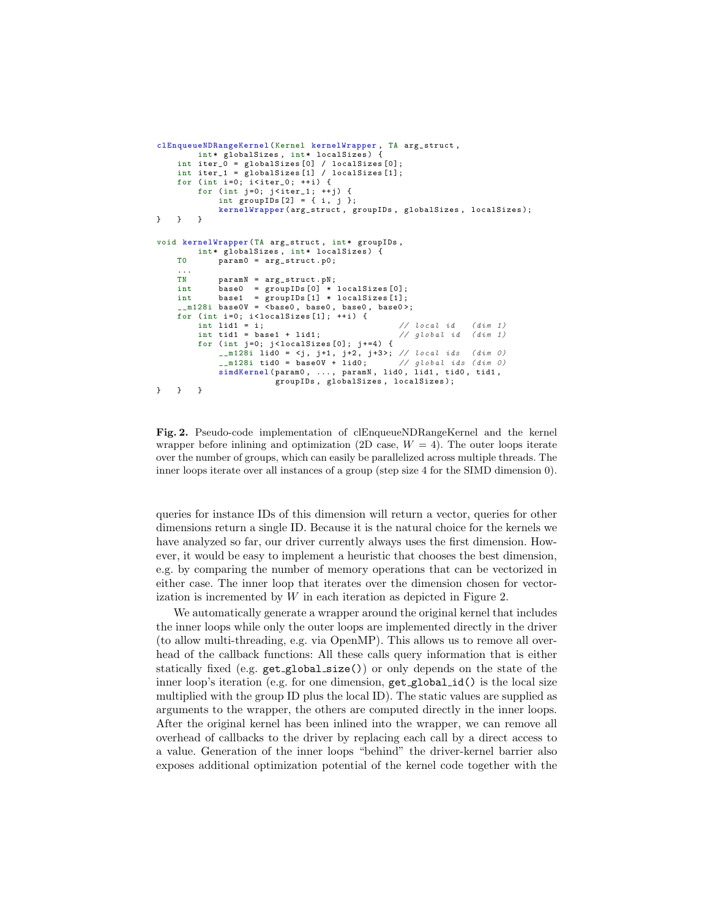```
clEnqueueNDRangeKernel(Kernel kernelWrapper, TA arg_struct,
        int* globalSizes, int* localSizes) {
    int iter_0 = globalSizes[0] / localSizes[0];
    int iter_1 = globalSizes[1] / localSizes[1];
    for (int i=0; i<iter_0; ++i) {
        for (int j=0; j<iter_1; ++j) {
            int groupIDs[2] = { i, j };
            kernelWrapper(arg_struct, groupIDs, globalSizes, localSizes);
}   }   }

void kernelWrapper(TA arg_struct, int* groupIDs,
        int* globalSizes, int* localSizes) {
    T0      param0 = arg_struct.p0;
    ...
    TN      paramN = arg_struct.pN;
    int     base0  = groupIDs[0] * localSizes[0];
    int     base1  = groupIDs[1] * localSizes[1];
    __m128i base0V = <base0, base0, base0, base0>;
    for (int i=0; i<localSizes[1]; ++i) {
        int lid1 = i;                           // local id   (dim 1)
        int tid1 = base1 + lid1;                // global id  (dim 1)
        for (int j=0; j<localSizes[0]; j+=4) {
            __m128i lid0 = <j, j+1, j+2, j+3>; // local ids  (dim 0)
            __m128i tid0 = base0V + lid0;      // global ids (dim 0)
            simdKernel(param0, ..., paramN, lid0, lid1, tid0, tid1,
                       groupIDs, globalSizes, localSizes);
}   }   }
```

**Fig. 2.** Pseudo-code implementation of clEnqueueNDRangeKernel and the kernel wrapper before inlining and optimization (2D case, $W = 4$). The outer loops iterate over the number of groups, which can easily be parallelized across multiple threads. The inner loops iterate over all instances of a group (step size 4 for the SIMD dimension 0).

queries for instance IDs of this dimension will return a vector, queries for other dimensions return a single ID. Because it is the natural choice for the kernels we have analyzed so far, our driver currently always uses the first dimension. However, it would be easy to implement a heuristic that chooses the best dimension, e.g. by comparing the number of memory operations that can be vectorized in either case. The inner loop that iterates over the dimension chosen for vectorization is incremented by $W$ in each iteration as depicted in Figure 2.

We automatically generate a wrapper around the original kernel that includes the inner loops while only the outer loops are implemented directly in the driver (to allow multi-threading, e.g. via OpenMP). This allows us to remove all overhead of the callback functions: All these calls query information that is either statically fixed (e.g. `get_global_size()`) or only depends on the state of the inner loop's iteration (e.g. for one dimension, `get_global_id()` is the local size multiplied with the group ID plus the local ID). The static values are supplied as arguments to the wrapper, the others are computed directly in the inner loops. After the original kernel has been inlined into the wrapper, we can remove all overhead of callbacks to the driver by replacing each call by a direct access to a value. Generation of the inner loops "behind" the driver-kernel barrier also exposes additional optimization potential of the kernel code together with the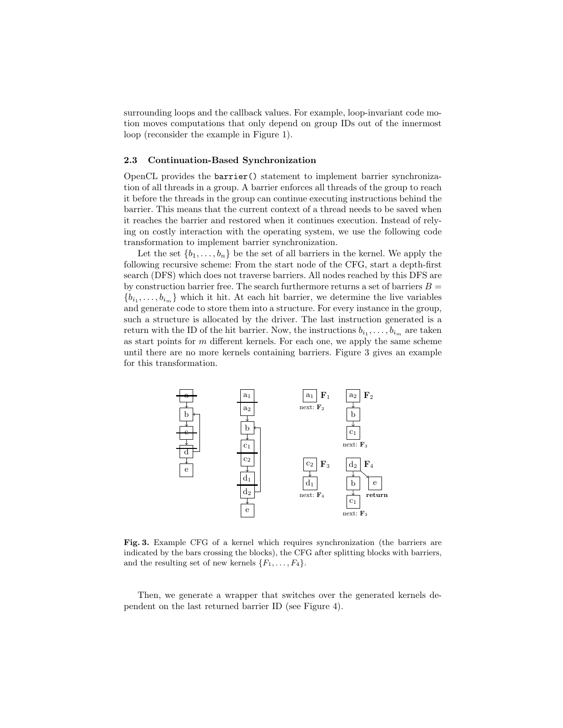surrounding loops and the callback values. For example, loop-invariant code motion moves computations that only depend on group IDs out of the innermost loop (reconsider the example in Figure 1).

### 2.3 Continuation-Based Synchronization

OpenCL provides the `barrier()` statement to implement barrier synchronization of all threads in a group. A barrier enforces all threads of the group to reach it before the threads in the group can continue executing instructions behind the barrier. This means that the current context of a thread needs to be saved when it reaches the barrier and restored when it continues execution. Instead of relying on costly interaction with the operating system, we use the following code transformation to implement barrier synchronization.

Let the set $\{b_1, \ldots, b_n\}$ be the set of all barriers in the kernel. We apply the following recursive scheme: From the start node of the CFG, start a depth-first search (DFS) which does not traverse barriers. All nodes reached by this DFS are by construction barrier free. The search furthermore returns a set of barriers $B = \{b_{i_1}, \ldots, b_{i_m}\}$ which it hit. At each hit barrier, we determine the live variables and generate code to store them into a structure. For every instance in the group, such a structure is allocated by the driver. The last instruction generated is a return with the ID of the hit barrier. Now, the instructions $b_{i_1}, \ldots, b_{i_m}$ are taken as start points for $m$ different kernels. For each one, we apply the same scheme until there are no more kernels containing barriers. Figure 3 gives an example for this transformation.

**Fig. 3.** Example CFG of a kernel which requires synchronization (the barriers are indicated by the bars crossing the blocks), the CFG after splitting blocks with barriers, and the resulting set of new kernels $\{F_1, \ldots, F_4\}$.

Then, we generate a wrapper that switches over the generated kernels dependent on the last returned barrier ID (see Figure 4).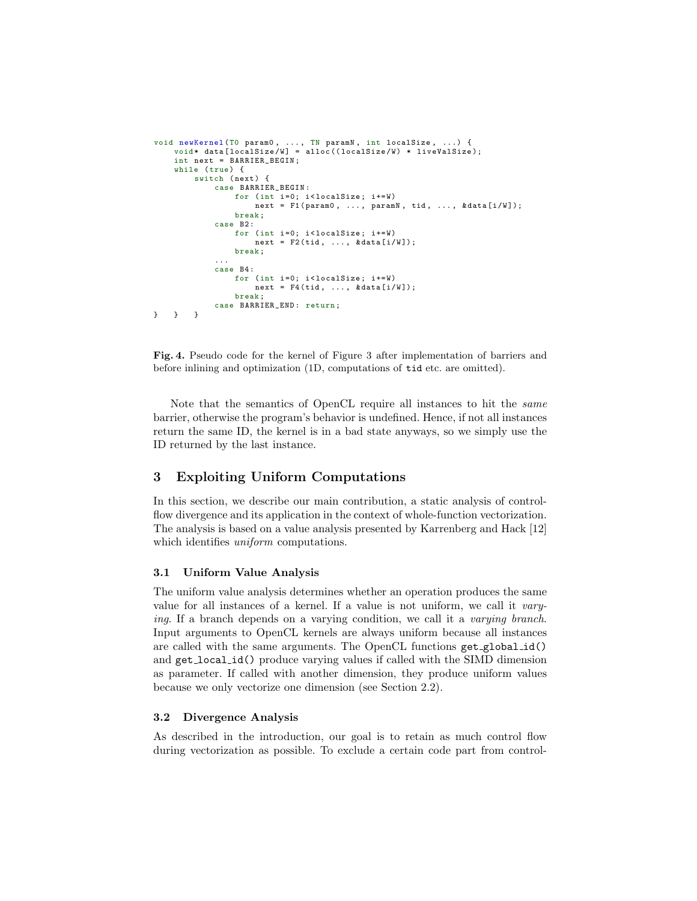```
void newKernel(T0 param0, ..., TN paramN, int localSize, ...) {
    void* data[localSize/W] = alloc((localSize/W) * liveValSize);
    int next = BARRIER_BEGIN;
    while (true) {
        switch (next) {
            case BARRIER_BEGIN:
                for (int i=0; i<localSize; i+=W)
                    next = F1(param0, ..., paramN, tid, ..., &data[i/W]);
                break;
            case B2:
                for (int i=0; i<localSize; i+=W)
                    next = F2(tid, ..., &data[i/W]);
                break;
            ...
            case B4:
                for (int i=0; i<localSize; i+=W)
                    next = F4(tid, ..., &data[i/W]);
                break;
            case BARRIER_END: return;
}   }   }
```

**Fig. 4.** Pseudo code for the kernel of Figure 3 after implementation of barriers and before inlining and optimization (1D, computations of `tid` etc. are omitted).

Note that the semantics of OpenCL require all instances to hit the *same* barrier, otherwise the program's behavior is undefined. Hence, if not all instances return the same ID, the kernel is in a bad state anyways, so we simply use the ID returned by the last instance.

## 3 Exploiting Uniform Computations

In this section, we describe our main contribution, a static analysis of control-flow divergence and its application in the context of whole-function vectorization. The analysis is based on a value analysis presented by Karrenberg and Hack [12] which identifies *uniform* computations.

### 3.1 Uniform Value Analysis

The uniform value analysis determines whether an operation produces the same value for all instances of a kernel. If a value is not uniform, we call it *varying*. If a branch depends on a varying condition, we call it a *varying branch*. Input arguments to OpenCL kernels are always uniform because all instances are called with the same arguments. The OpenCL functions `get_global_id()` and `get_local_id()` produce varying values if called with the SIMD dimension as parameter. If called with another dimension, they produce uniform values because we only vectorize one dimension (see Section 2.2).

### 3.2 Divergence Analysis

As described in the introduction, our goal is to retain as much control flow during vectorization as possible. To exclude a certain code part from control-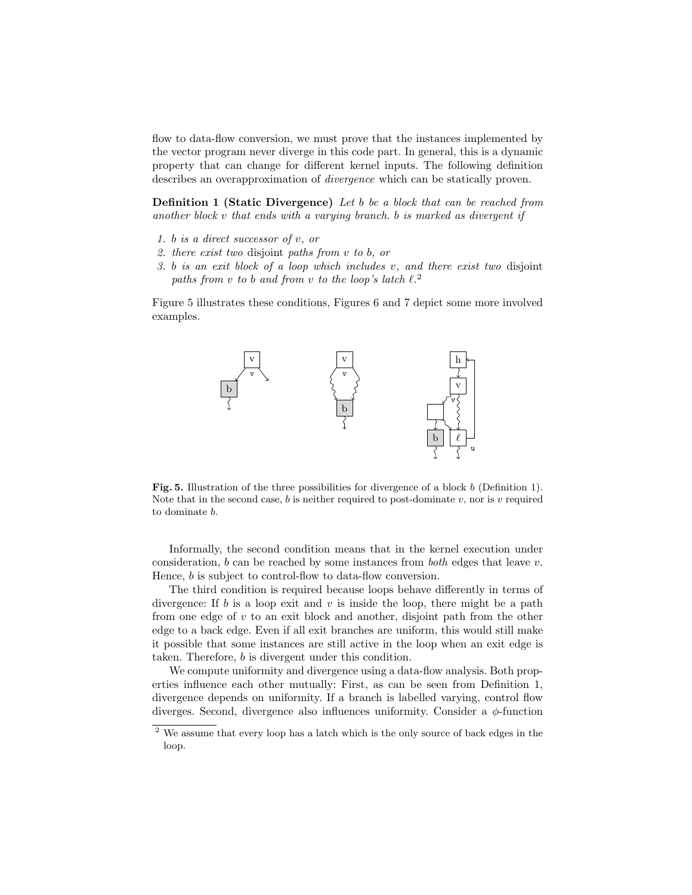flow to data-flow conversion, we must prove that the instances implemented by the vector program never diverge in this code part. In general, this is a dynamic property that can change for different kernel inputs. The following definition describes an overapproximation of *divergence* which can be statically proven.

**Definition 1 (Static Divergence)** *Let b be a block that can be reached from another block v that ends with a varying branch. b is marked as divergent if*

1. *b is a direct successor of v, or*
2. *there exist two* disjoint *paths from v to b, or*
3. *b is an exit block of a loop which includes v, and there exist two* disjoint *paths from v to b and from v to the loop's latch ℓ.*[2]

Figure 5 illustrates these conditions, Figures 6 and 7 depict some more involved examples.

**Fig. 5.** Illustration of the three possibilities for divergence of a block $b$ (Definition 1). Note that in the second case, $b$ is neither required to post-dominate $v$, nor is $v$ required to dominate $b$.

Informally, the second condition means that in the kernel execution under consideration, $b$ can be reached by some instances from *both* edges that leave $v$. Hence, $b$ is subject to control-flow to data-flow conversion.

The third condition is required because loops behave differently in terms of divergence: If $b$ is a loop exit and $v$ is inside the loop, there might be a path from one edge of $v$ to an exit block and another, disjoint path from the other edge to a back edge. Even if all exit branches are uniform, this would still make it possible that some instances are still active in the loop when an exit edge is taken. Therefore, $b$ is divergent under this condition.

We compute uniformity and divergence using a data-flow analysis. Both properties influence each other mutually: First, as can be seen from Definition 1, divergence depends on uniformity. If a branch is labelled varying, control flow diverges. Second, divergence also influences uniformity. Consider a $\phi$-function

[2] We assume that every loop has a latch which is the only source of back edges in the loop.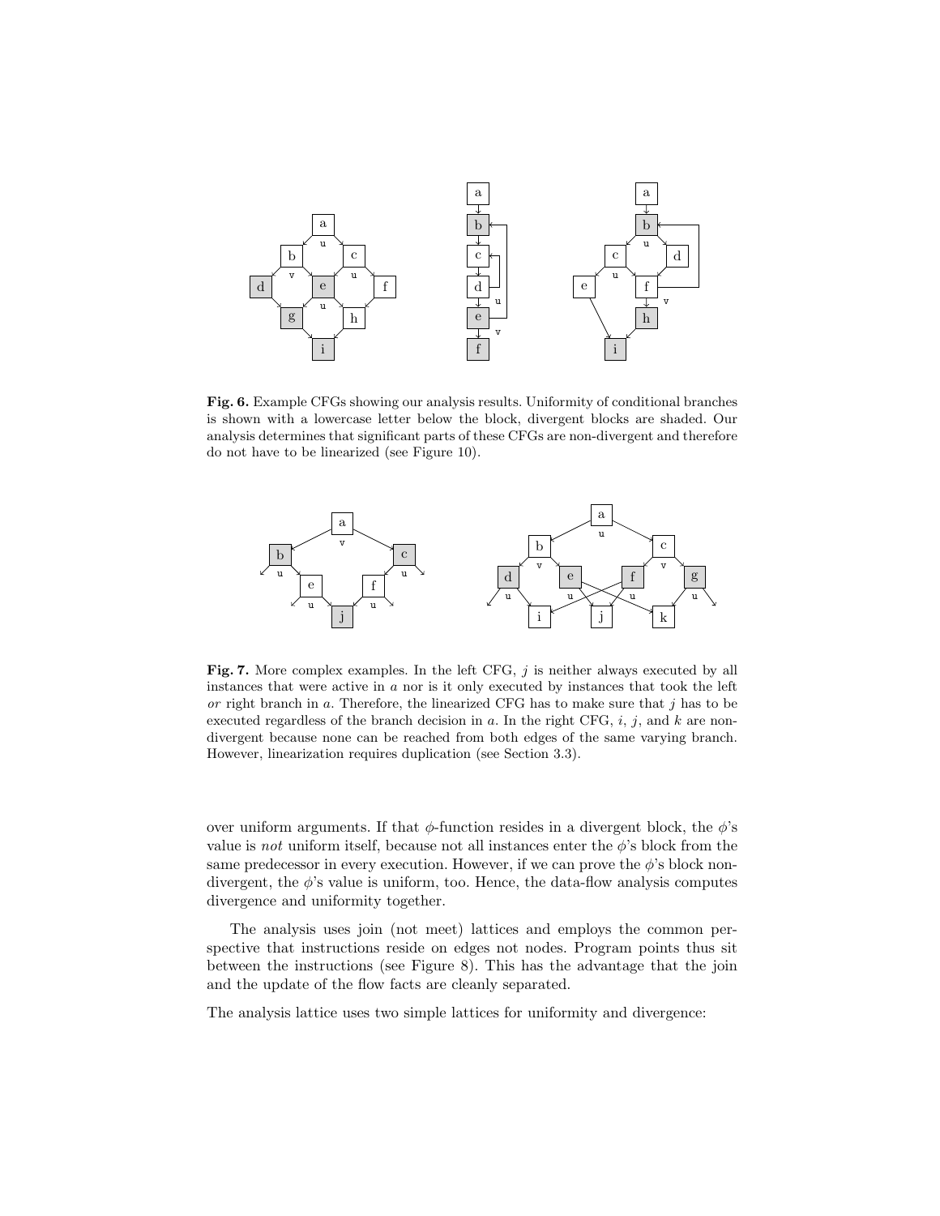**Fig. 6.** Example CFGs showing our analysis results. Uniformity of conditional branches is shown with a lowercase letter below the block, divergent blocks are shaded. Our analysis determines that significant parts of these CFGs are non-divergent and therefore do not have to be linearized (see Figure 10).

**Fig. 7.** More complex examples. In the left CFG, $j$ is neither always executed by all instances that were active in $a$ nor is it only executed by instances that took the left *or* right branch in $a$. Therefore, the linearized CFG has to make sure that $j$ has to be executed regardless of the branch decision in $a$. In the right CFG, $i$, $j$, and $k$ are non-divergent because none can be reached from both edges of the same varying branch. However, linearization requires duplication (see Section 3.3).

over uniform arguments. If that $\phi$-function resides in a divergent block, the $\phi$'s value is *not* uniform itself, because not all instances enter the $\phi$'s block from the same predecessor in every execution. However, if we can prove the $\phi$'s block non-divergent, the $\phi$'s value is uniform, too. Hence, the data-flow analysis computes divergence and uniformity together.

The analysis uses join (not meet) lattices and employs the common perspective that instructions reside on edges not nodes. Program points thus sit between the instructions (see Figure 8). This has the advantage that the join and the update of the flow facts are cleanly separated.

The analysis lattice uses two simple lattices for uniformity and divergence: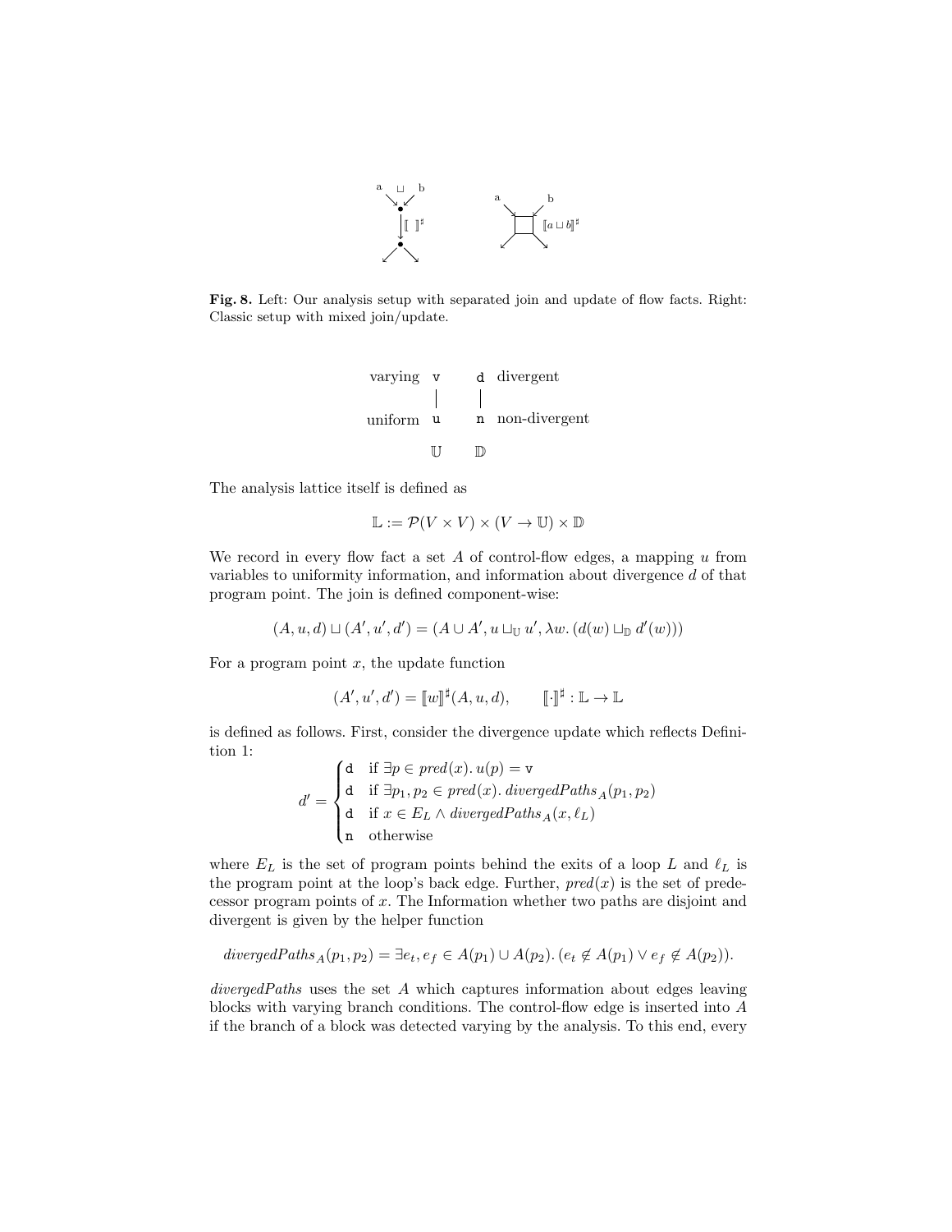**Fig. 8.** Left: Our analysis setup with separated join and update of flow facts. Right: Classic setup with mixed join/update.

| | $\mathbb{U}$ | $\mathbb{D}$ | |
|---|---|---|---|
| varying | v | d | divergent |
| uniform | u | n | non-divergent |

The analysis lattice itself is defined as

$$\mathbb{L} := \mathcal{P}(V \times V) \times (V \to \mathbb{U}) \times \mathbb{D}$$

We record in every flow fact a set $A$ of control-flow edges, a mapping $u$ from variables to uniformity information, and information about divergence $d$ of that program point. The join is defined component-wise:

$$(A, u, d) \sqcup (A', u', d') = (A \cup A', u \sqcup_{\mathbb{U}} u', \lambda w.\, (d(w) \sqcup_{\mathbb{D}} d'(w)))$$

For a program point $x$, the update function

$$(A', u', d') = [\![w]\!]^\sharp(A, u, d), \qquad [\![\cdot]\!]^\sharp : \mathbb{L} \to \mathbb{L}$$

is defined as follows. First, consider the divergence update which reflects Definition 1:

$$d' = \begin{cases} \mathtt{d} & \text{if } \exists p \in \mathit{pred}(x).\, u(p) = \mathtt{v} \\ \mathtt{d} & \text{if } \exists p_1, p_2 \in \mathit{pred}(x).\, \mathit{divergedPaths}_A(p_1, p_2) \\ \mathtt{d} & \text{if } x \in E_L \wedge \mathit{divergedPaths}_A(x, \ell_L) \\ \mathtt{n} & \text{otherwise} \end{cases}$$

where $E_L$ is the set of program points behind the exits of a loop $L$ and $\ell_L$ is the program point at the loop's back edge. Further, $\mathit{pred}(x)$ is the set of predecessor program points of $x$. The Information whether two paths are disjoint and divergent is given by the helper function

$$\mathit{divergedPaths}_A(p_1, p_2) = \exists e_t, e_f \in A(p_1) \cup A(p_2).\, (e_t \notin A(p_1) \vee e_f \notin A(p_2)).$$

*divergedPaths* uses the set $A$ which captures information about edges leaving blocks with varying branch conditions. The control-flow edge is inserted into $A$ if the branch of a block was detected varying by the analysis. To this end, every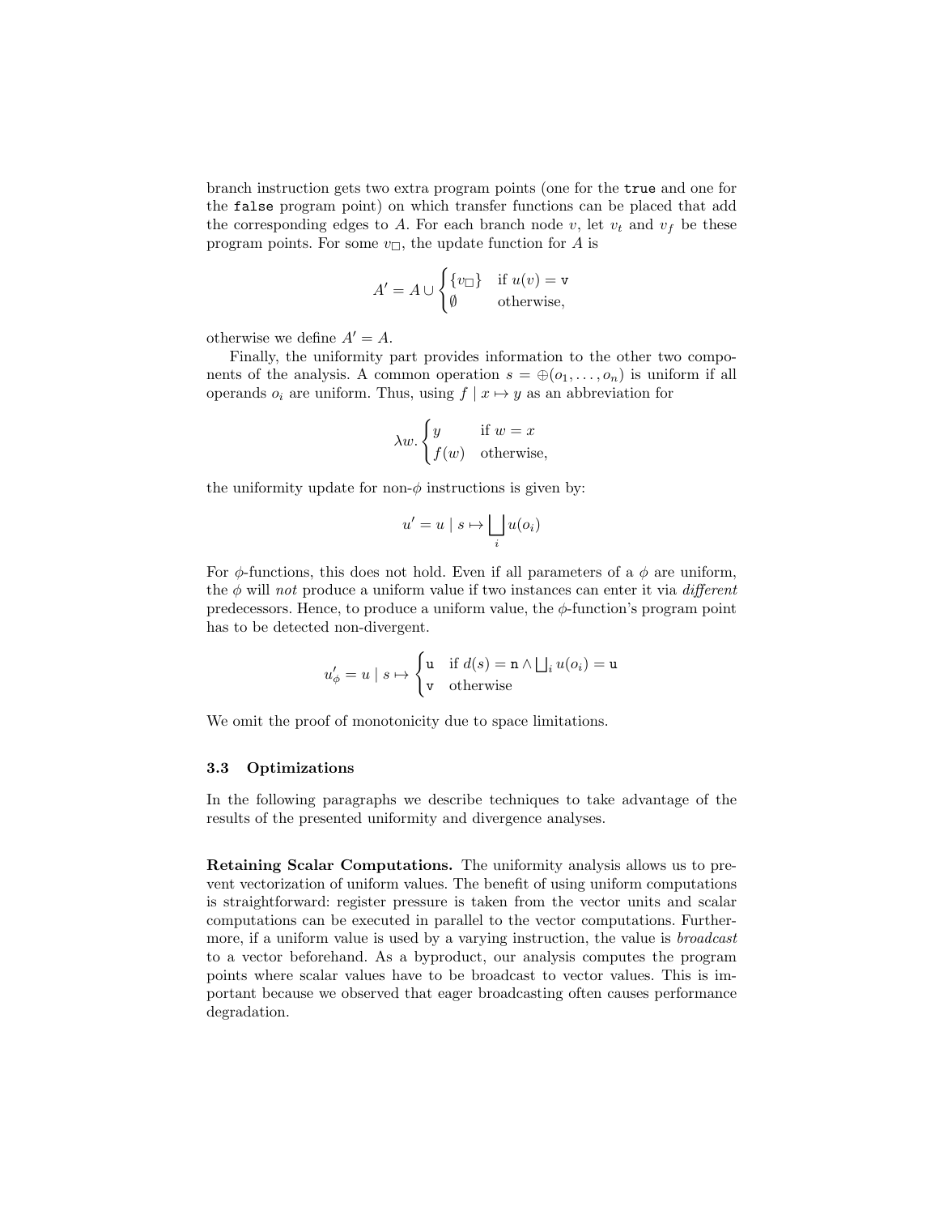branch instruction gets two extra program points (one for the `true` and one for the `false` program point) on which transfer functions can be placed that add the corresponding edges to $A$. For each branch node $v$, let $v_t$ and $v_f$ be these program points. For some $v_\square$, the update function for $A$ is

$$A' = A \cup \begin{cases} \{v_\square\} & \text{if } u(v) = \mathtt{v} \\ \emptyset & \text{otherwise,} \end{cases}$$

otherwise we define $A' = A$.

Finally, the uniformity part provides information to the other two components of the analysis. A common operation $s = \oplus(o_1, \ldots, o_n)$ is uniform if all operands $o_i$ are uniform. Thus, using $f \mid x \mapsto y$ as an abbreviation for

$$\lambda w. \begin{cases} y & \text{if } w = x \\ f(w) & \text{otherwise,} \end{cases}$$

the uniformity update for non-$\phi$ instructions is given by:

$$u' = u \mid s \mapsto \bigsqcup_i u(o_i)$$

For $\phi$-functions, this does not hold. Even if all parameters of a $\phi$ are uniform, the $\phi$ will *not* produce a uniform value if two instances can enter it via *different* predecessors. Hence, to produce a uniform value, the $\phi$-function's program point has to be detected non-divergent.

$$u'_\phi = u \mid s \mapsto \begin{cases} \mathtt{u} & \text{if } d(s) = \mathtt{n} \wedge \bigsqcup_i u(o_i) = \mathtt{u} \\ \mathtt{v} & \text{otherwise} \end{cases}$$

We omit the proof of monotonicity due to space limitations.

### 3.3 Optimizations

In the following paragraphs we describe techniques to take advantage of the results of the presented uniformity and divergence analyses.

**Retaining Scalar Computations.** The uniformity analysis allows us to prevent vectorization of uniform values. The benefit of using uniform computations is straightforward: register pressure is taken from the vector units and scalar computations can be executed in parallel to the vector computations. Furthermore, if a uniform value is used by a varying instruction, the value is *broadcast* to a vector beforehand. As a byproduct, our analysis computes the program points where scalar values have to be broadcast to vector values. This is important because we observed that eager broadcasting often causes performance degradation.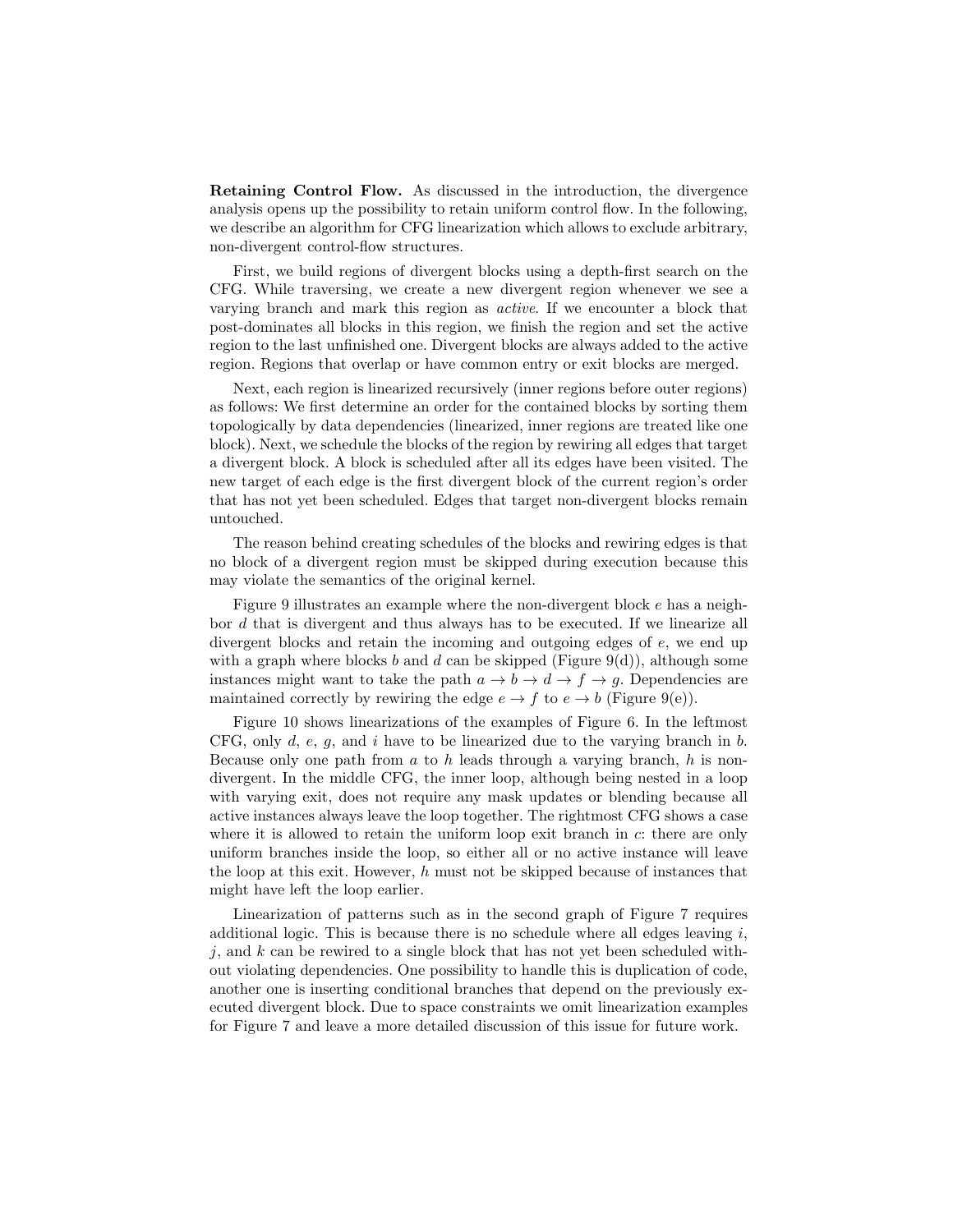**Retaining Control Flow.** As discussed in the introduction, the divergence analysis opens up the possibility to retain uniform control flow. In the following, we describe an algorithm for CFG linearization which allows to exclude arbitrary, non-divergent control-flow structures.

First, we build regions of divergent blocks using a depth-first search on the CFG. While traversing, we create a new divergent region whenever we see a varying branch and mark this region as *active*. If we encounter a block that post-dominates all blocks in this region, we finish the region and set the active region to the last unfinished one. Divergent blocks are always added to the active region. Regions that overlap or have common entry or exit blocks are merged.

Next, each region is linearized recursively (inner regions before outer regions) as follows: We first determine an order for the contained blocks by sorting them topologically by data dependencies (linearized, inner regions are treated like one block). Next, we schedule the blocks of the region by rewiring all edges that target a divergent block. A block is scheduled after all its edges have been visited. The new target of each edge is the first divergent block of the current region's order that has not yet been scheduled. Edges that target non-divergent blocks remain untouched.

The reason behind creating schedules of the blocks and rewiring edges is that no block of a divergent region must be skipped during execution because this may violate the semantics of the original kernel.

Figure 9 illustrates an example where the non-divergent block $e$ has a neighbor $d$ that is divergent and thus always has to be executed. If we linearize all divergent blocks and retain the incoming and outgoing edges of $e$, we end up with a graph where blocks $b$ and $d$ can be skipped (Figure 9(d)), although some instances might want to take the path $a \rightarrow b \rightarrow d \rightarrow f \rightarrow g$. Dependencies are maintained correctly by rewiring the edge $e \rightarrow f$ to $e \rightarrow b$ (Figure 9(e)).

Figure 10 shows linearizations of the examples of Figure 6. In the leftmost CFG, only $d$, $e$, $g$, and $i$ have to be linearized due to the varying branch in $b$. Because only one path from $a$ to $h$ leads through a varying branch, $h$ is non-divergent. In the middle CFG, the inner loop, although being nested in a loop with varying exit, does not require any mask updates or blending because all active instances always leave the loop together. The rightmost CFG shows a case where it is allowed to retain the uniform loop exit branch in $c$: there are only uniform branches inside the loop, so either all or no active instance will leave the loop at this exit. However, $h$ must not be skipped because of instances that might have left the loop earlier.

Linearization of patterns such as in the second graph of Figure 7 requires additional logic. This is because there is no schedule where all edges leaving $i$, $j$, and $k$ can be rewired to a single block that has not yet been scheduled without violating dependencies. One possibility to handle this is duplication of code, another one is inserting conditional branches that depend on the previously executed divergent block. Due to space constraints we omit linearization examples for Figure 7 and leave a more detailed discussion of this issue for future work.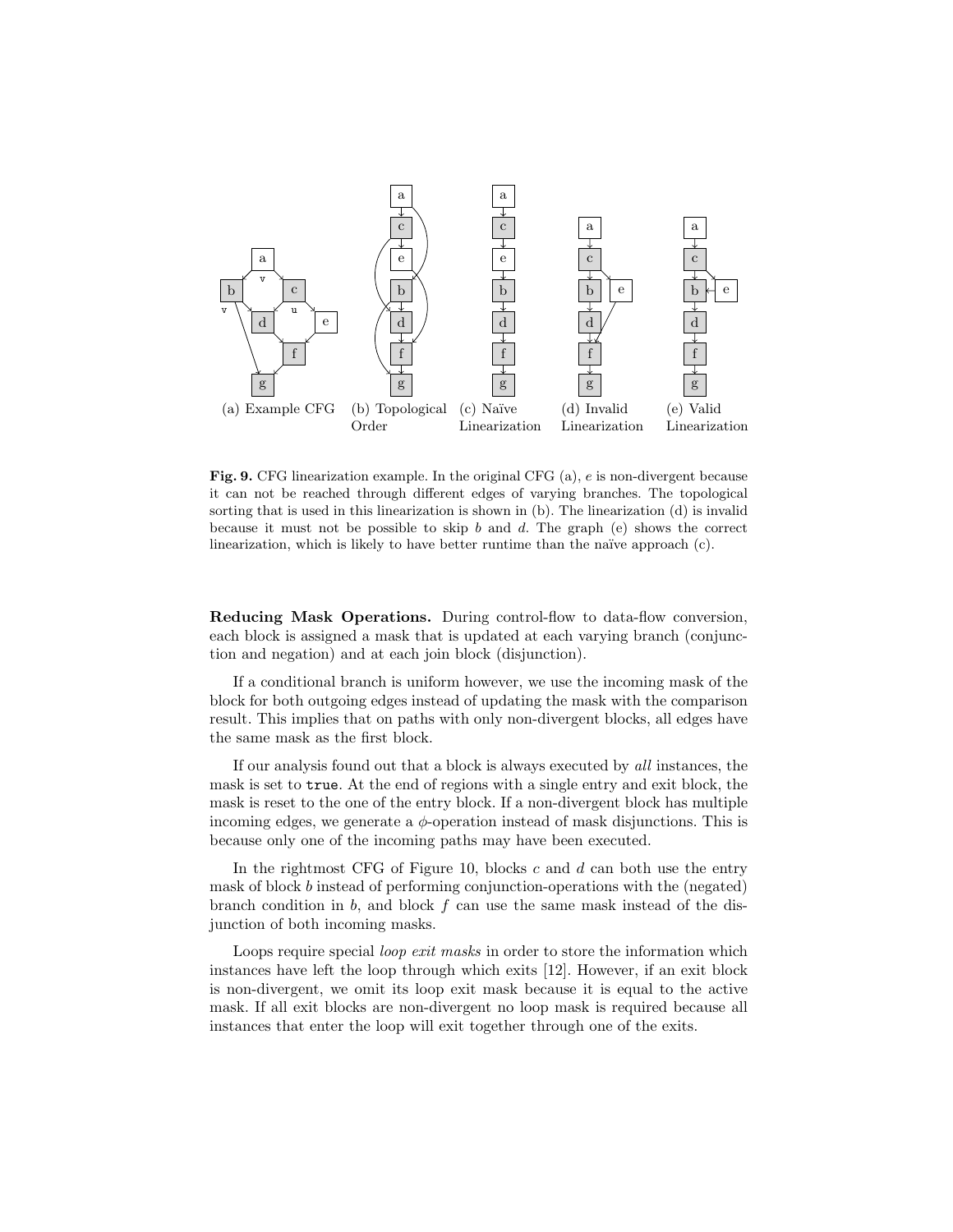(a) Example CFG (b) Topological Order (c) Naïve Linearization (d) Invalid Linearization (e) Valid Linearization

**Fig. 9.** CFG linearization example. In the original CFG (a), $e$ is non-divergent because it can not be reached through different edges of varying branches. The topological sorting that is used in this linearization is shown in (b). The linearization (d) is invalid because it must not be possible to skip $b$ and $d$. The graph (e) shows the correct linearization, which is likely to have better runtime than the naïve approach (c).

**Reducing Mask Operations.** During control-flow to data-flow conversion, each block is assigned a mask that is updated at each varying branch (conjunction and negation) and at each join block (disjunction).

If a conditional branch is uniform however, we use the incoming mask of the block for both outgoing edges instead of updating the mask with the comparison result. This implies that on paths with only non-divergent blocks, all edges have the same mask as the first block.

If our analysis found out that a block is always executed by *all* instances, the mask is set to `true`. At the end of regions with a single entry and exit block, the mask is reset to the one of the entry block. If a non-divergent block has multiple incoming edges, we generate a $\phi$-operation instead of mask disjunctions. This is because only one of the incoming paths may have been executed.

In the rightmost CFG of Figure 10, blocks $c$ and $d$ can both use the entry mask of block $b$ instead of performing conjunction-operations with the (negated) branch condition in $b$, and block $f$ can use the same mask instead of the disjunction of both incoming masks.

Loops require special *loop exit masks* in order to store the information which instances have left the loop through which exits [12]. However, if an exit block is non-divergent, we omit its loop exit mask because it is equal to the active mask. If all exit blocks are non-divergent no loop mask is required because all instances that enter the loop will exit together through one of the exits.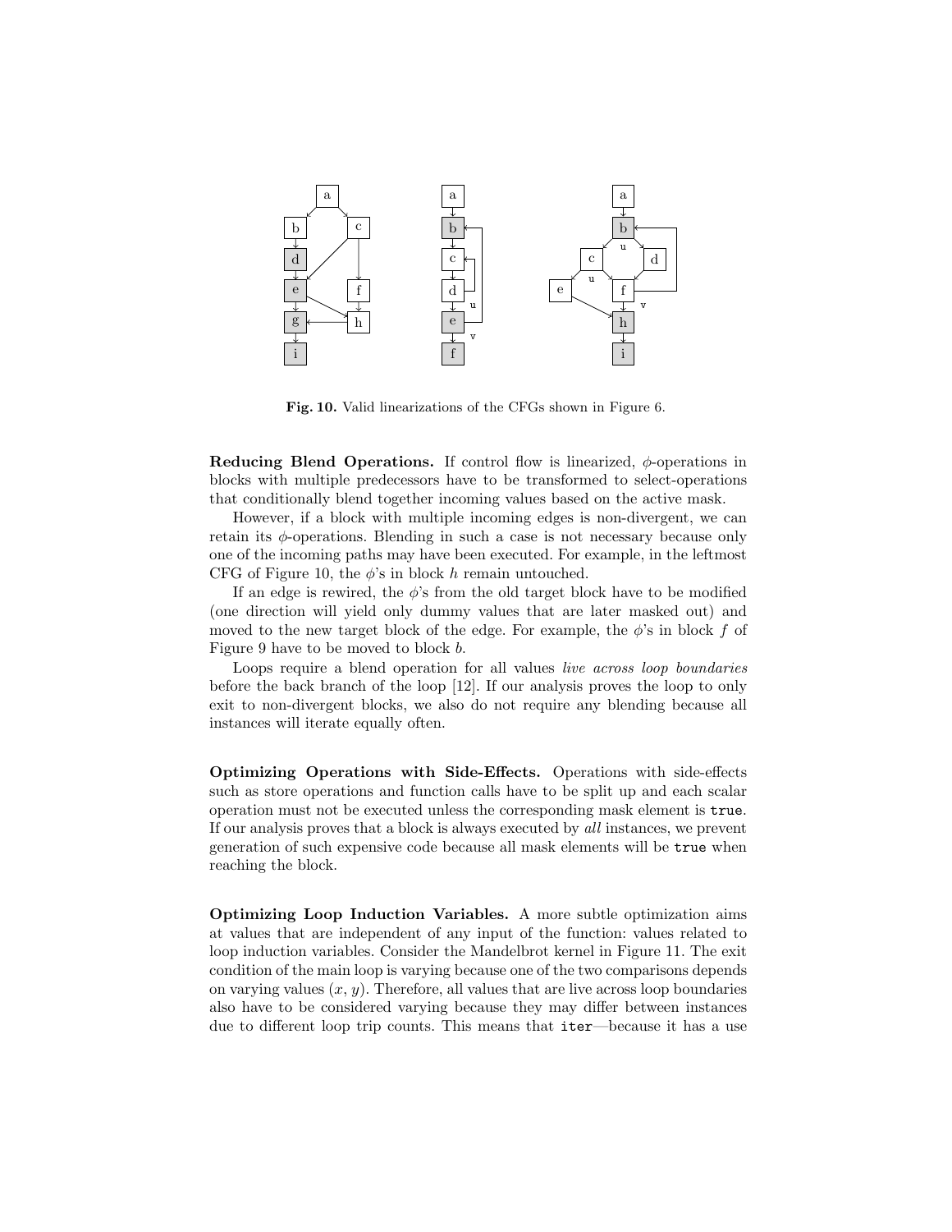**Fig. 10.** Valid linearizations of the CFGs shown in Figure 6.

**Reducing Blend Operations.** If control flow is linearized, $\phi$-operations in blocks with multiple predecessors have to be transformed to select-operations that conditionally blend together incoming values based on the active mask.

However, if a block with multiple incoming edges is non-divergent, we can retain its $\phi$-operations. Blending in such a case is not necessary because only one of the incoming paths may have been executed. For example, in the leftmost CFG of Figure 10, the $\phi$'s in block $h$ remain untouched.

If an edge is rewired, the $\phi$'s from the old target block have to be modified (one direction will yield only dummy values that are later masked out) and moved to the new target block of the edge. For example, the $\phi$'s in block $f$ of Figure 9 have to be moved to block $b$.

Loops require a blend operation for all values *live across loop boundaries* before the back branch of the loop [12]. If our analysis proves the loop to only exit to non-divergent blocks, we also do not require any blending because all instances will iterate equally often.

**Optimizing Operations with Side-Effects.** Operations with side-effects such as store operations and function calls have to be split up and each scalar operation must not be executed unless the corresponding mask element is `true`. If our analysis proves that a block is always executed by *all* instances, we prevent generation of such expensive code because all mask elements will be `true` when reaching the block.

**Optimizing Loop Induction Variables.** A more subtle optimization aims at values that are independent of any input of the function: values related to loop induction variables. Consider the Mandelbrot kernel in Figure 11. The exit condition of the main loop is varying because one of the two comparisons depends on varying values ($x, y$). Therefore, all values that are live across loop boundaries also have to be considered varying because they may differ between instances due to different loop trip counts. This means that `iter`—because it has a use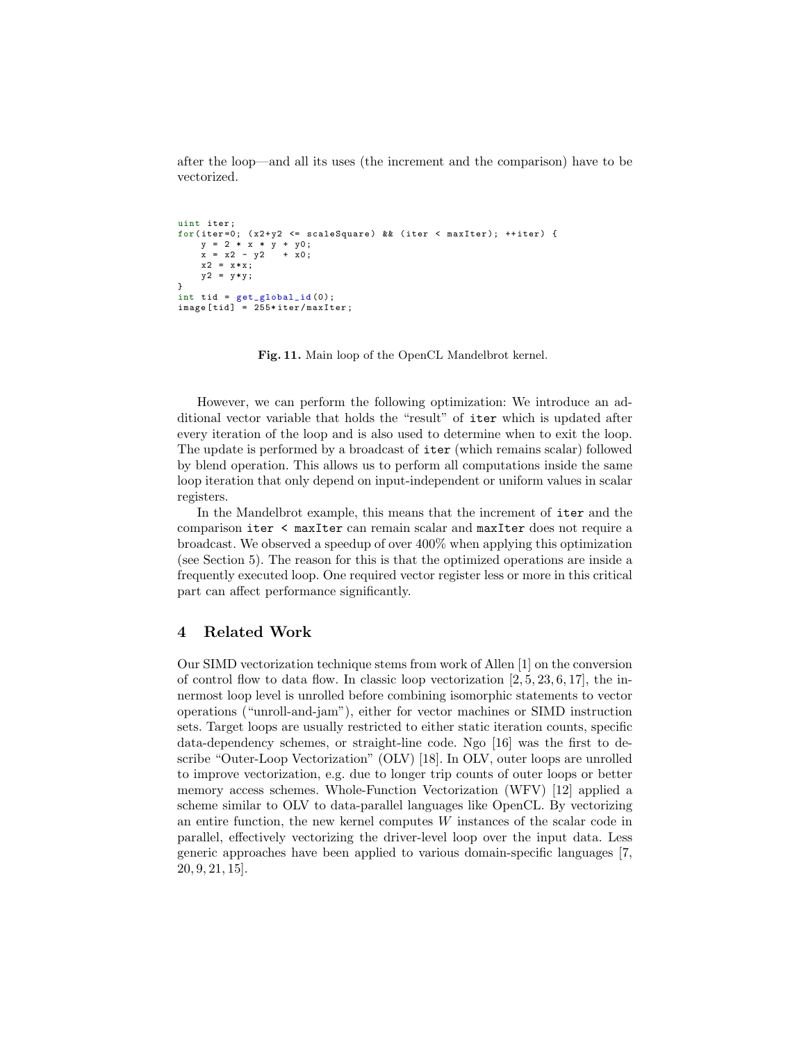after the loop—and all its uses (the increment and the comparison) have to be vectorized.

```
uint iter;
for(iter=0; (x2+y2 <= scaleSquare) && (iter < maxIter); ++iter) {
    y = 2 * x * y + y0;
    x = x2 - y2   + x0;
    x2 = x*x;
    y2 = y*y;
}
int tid = get_global_id(0);
image[tid] = 255*iter/maxIter;
```

**Fig. 11.** Main loop of the OpenCL Mandelbrot kernel.

However, we can perform the following optimization: We introduce an additional vector variable that holds the "result" of `iter` which is updated after every iteration of the loop and is also used to determine when to exit the loop. The update is performed by a broadcast of `iter` (which remains scalar) followed by blend operation. This allows us to perform all computations inside the same loop iteration that only depend on input-independent or uniform values in scalar registers.

In the Mandelbrot example, this means that the increment of `iter` and the comparison `iter < maxIter` can remain scalar and `maxIter` does not require a broadcast. We observed a speedup of over 400% when applying this optimization (see Section 5). The reason for this is that the optimized operations are inside a frequently executed loop. One required vector register less or more in this critical part can affect performance significantly.

## 4 Related Work

Our SIMD vectorization technique stems from work of Allen [1] on the conversion of control flow to data flow. In classic loop vectorization [2, 5, 23, 6, 17], the innermost loop level is unrolled before combining isomorphic statements to vector operations ("unroll-and-jam"), either for vector machines or SIMD instruction sets. Target loops are usually restricted to either static iteration counts, specific data-dependency schemes, or straight-line code. Ngo [16] was the first to describe "Outer-Loop Vectorization" (OLV) [18]. In OLV, outer loops are unrolled to improve vectorization, e.g. due to longer trip counts of outer loops or better memory access schemes. Whole-Function Vectorization (WFV) [12] applied a scheme similar to OLV to data-parallel languages like OpenCL. By vectorizing an entire function, the new kernel computes $W$ instances of the scalar code in parallel, effectively vectorizing the driver-level loop over the input data. Less generic approaches have been applied to various domain-specific languages [7, 20, 9, 21, 15].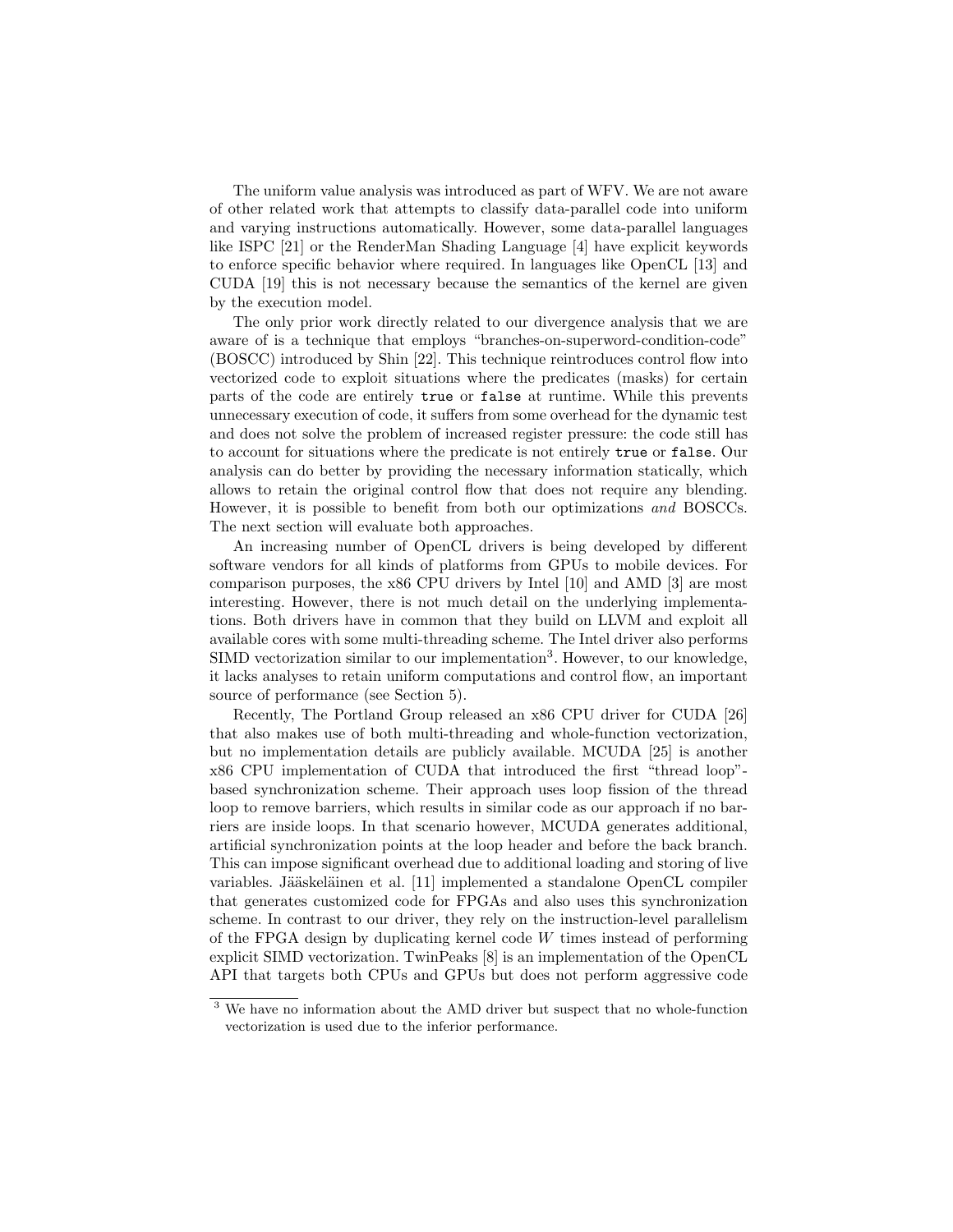The uniform value analysis was introduced as part of WFV. We are not aware of other related work that attempts to classify data-parallel code into uniform and varying instructions automatically. However, some data-parallel languages like ISPC [21] or the RenderMan Shading Language [4] have explicit keywords to enforce specific behavior where required. In languages like OpenCL [13] and CUDA [19] this is not necessary because the semantics of the kernel are given by the execution model.

The only prior work directly related to our divergence analysis that we are aware of is a technique that employs "branches-on-superword-condition-code" (BOSCC) introduced by Shin [22]. This technique reintroduces control flow into vectorized code to exploit situations where the predicates (masks) for certain parts of the code are entirely `true` or `false` at runtime. While this prevents unnecessary execution of code, it suffers from some overhead for the dynamic test and does not solve the problem of increased register pressure: the code still has to account for situations where the predicate is not entirely `true` or `false`. Our analysis can do better by providing the necessary information statically, which allows to retain the original control flow that does not require any blending. However, it is possible to benefit from both our optimizations *and* BOSCCs. The next section will evaluate both approaches.

An increasing number of OpenCL drivers is being developed by different software vendors for all kinds of platforms from GPUs to mobile devices. For comparison purposes, the x86 CPU drivers by Intel [10] and AMD [3] are most interesting. However, there is not much detail on the underlying implementations. Both drivers have in common that they build on LLVM and exploit all available cores with some multi-threading scheme. The Intel driver also performs SIMD vectorization similar to our implementation[3]. However, to our knowledge, it lacks analyses to retain uniform computations and control flow, an important source of performance (see Section 5).

Recently, The Portland Group released an x86 CPU driver for CUDA [26] that also makes use of both multi-threading and whole-function vectorization, but no implementation details are publicly available. MCUDA [25] is another x86 CPU implementation of CUDA that introduced the first "thread loop"-based synchronization scheme. Their approach uses loop fission of the thread loop to remove barriers, which results in similar code as our approach if no barriers are inside loops. In that scenario however, MCUDA generates additional, artificial synchronization points at the loop header and before the back branch. This can impose significant overhead due to additional loading and storing of live variables. Jääskeläinen et al. [11] implemented a standalone OpenCL compiler that generates customized code for FPGAs and also uses this synchronization scheme. In contrast to our driver, they rely on the instruction-level parallelism of the FPGA design by duplicating kernel code $W$ times instead of performing explicit SIMD vectorization. TwinPeaks [8] is an implementation of the OpenCL API that targets both CPUs and GPUs but does not perform aggressive code

[3] We have no information about the AMD driver but suspect that no whole-function vectorization is used due to the inferior performance.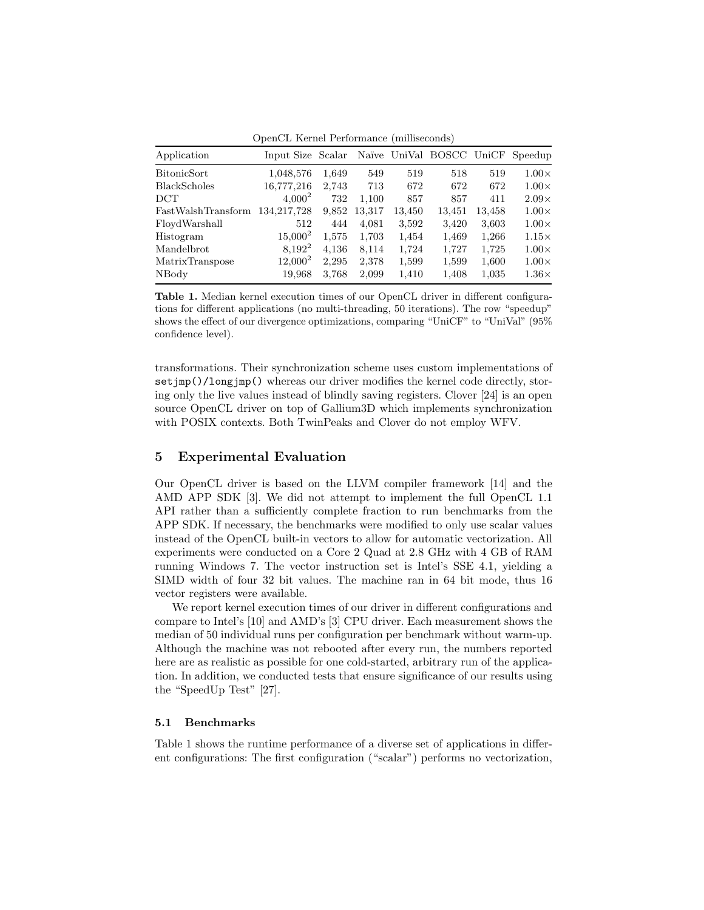OpenCL Kernel Performance (milliseconds)

| Application | Input Size | Scalar | Naïve | UniVal | BOSCC | UniCF | Speedup |
|---|---|---|---|---|---|---|---|
| BitonicSort | 1,048,576 | 1,649 | 549 | 519 | 518 | 519 | 1.00× |
| BlackScholes | 16,777,216 | 2,743 | 713 | 672 | 672 | 672 | 1.00× |
| DCT | $4{,}000^2$ | 732 | 1,100 | 857 | 857 | 411 | 2.09× |
| FastWalshTransform | 134,217,728 | 9,852 | 13,317 | 13,450 | 13,451 | 13,458 | 1.00× |
| FloydWarshall | 512 | 444 | 4,081 | 3,592 | 3,420 | 3,603 | 1.00× |
| Histogram | $15{,}000^2$ | 1,575 | 1,703 | 1,454 | 1,469 | 1,266 | 1.15× |
| Mandelbrot | $8{,}192^2$ | 4,136 | 8,114 | 1,724 | 1,727 | 1,725 | 1.00× |
| MatrixTranspose | $12{,}000^2$ | 2,295 | 2,378 | 1,599 | 1,599 | 1,600 | 1.00× |
| NBody | 19,968 | 3,768 | 2,099 | 1,410 | 1,408 | 1,035 | 1.36× |

**Table 1.** Median kernel execution times of our OpenCL driver in different configurations for different applications (no multi-threading, 50 iterations). The row "speedup" shows the effect of our divergence optimizations, comparing "UniCF" to "UniVal" (95% confidence level).

transformations. Their synchronization scheme uses custom implementations of `setjmp()/longjmp()` whereas our driver modifies the kernel code directly, storing only the live values instead of blindly saving registers. Clover [24] is an open source OpenCL driver on top of Gallium3D which implements synchronization with POSIX contexts. Both TwinPeaks and Clover do not employ WFV.

## 5 Experimental Evaluation

Our OpenCL driver is based on the LLVM compiler framework [14] and the AMD APP SDK [3]. We did not attempt to implement the full OpenCL 1.1 API rather than a sufficiently complete fraction to run benchmarks from the APP SDK. If necessary, the benchmarks were modified to only use scalar values instead of the OpenCL built-in vectors to allow for automatic vectorization. All experiments were conducted on a Core 2 Quad at 2.8 GHz with 4 GB of RAM running Windows 7. The vector instruction set is Intel's SSE 4.1, yielding a SIMD width of four 32 bit values. The machine ran in 64 bit mode, thus 16 vector registers were available.

We report kernel execution times of our driver in different configurations and compare to Intel's [10] and AMD's [3] CPU driver. Each measurement shows the median of 50 individual runs per configuration per benchmark without warm-up. Although the machine was not rebooted after every run, the numbers reported here are as realistic as possible for one cold-started, arbitrary run of the application. In addition, we conducted tests that ensure significance of our results using the "SpeedUp Test" [27].

### 5.1 Benchmarks

Table 1 shows the runtime performance of a diverse set of applications in different configurations: The first configuration ("scalar") performs no vectorization,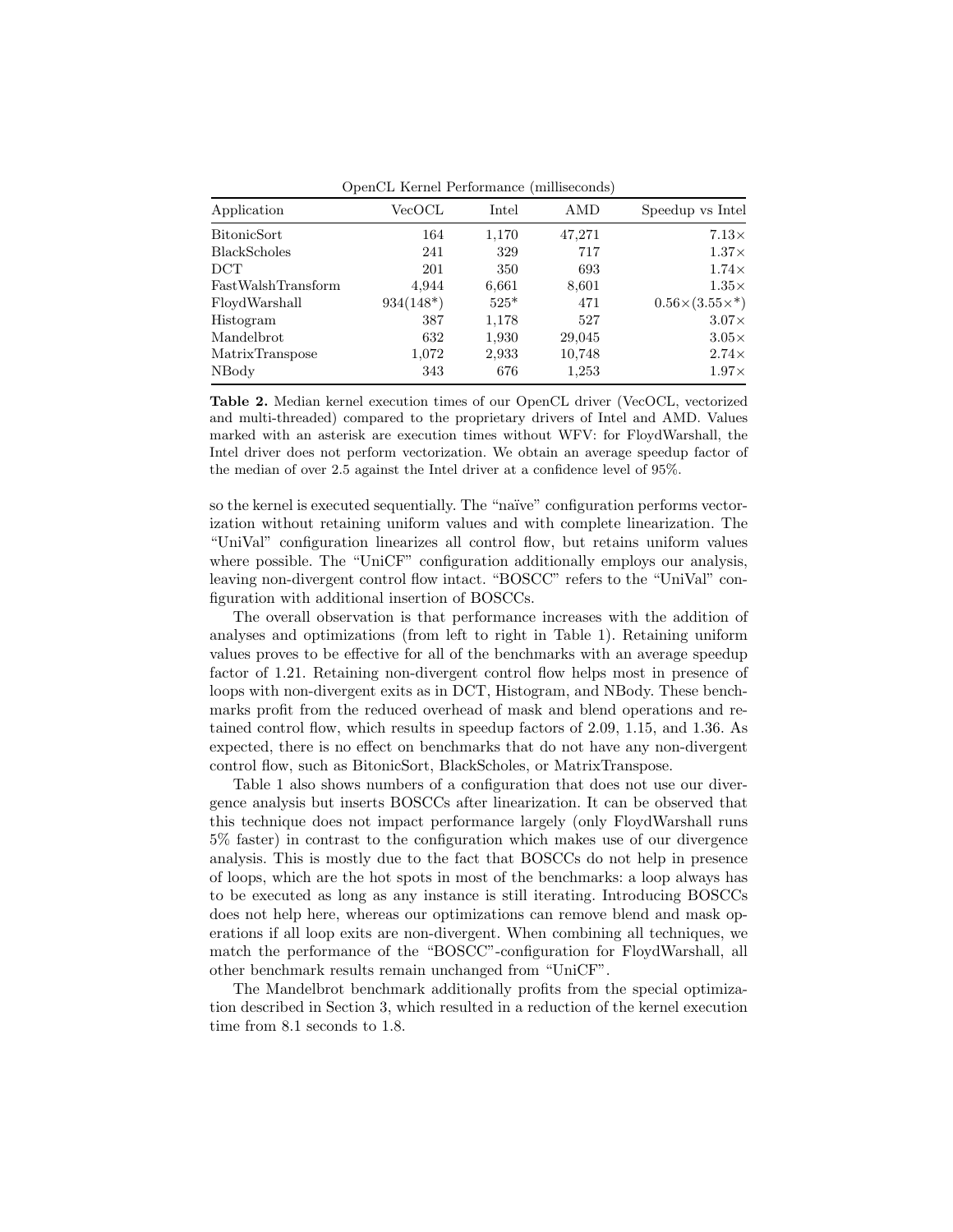| OpenCL Kernel Performance (milliseconds) | | | | |
|---|---|---|---|---|
| Application | VecOCL | Intel | AMD | Speedup vs Intel |
| BitonicSort | 164 | 1,170 | 47,271 | 7.13× |
| BlackScholes | 241 | 329 | 717 | 1.37× |
| DCT | 201 | 350 | 693 | 1.74× |
| FastWalshTransform | 4,944 | 6,661 | 8,601 | 1.35× |
| FloydWarshall | 934(148*) | 525* | 471 | 0.56×(3.55×*) |
| Histogram | 387 | 1,178 | 527 | 3.07× |
| Mandelbrot | 632 | 1,930 | 29,045 | 3.05× |
| MatrixTranspose | 1,072 | 2,933 | 10,748 | 2.74× |
| NBody | 343 | 676 | 1,253 | 1.97× |

**Table 2.** Median kernel execution times of our OpenCL driver (VecOCL, vectorized and multi-threaded) compared to the proprietary drivers of Intel and AMD. Values marked with an asterisk are execution times without WFV: for FloydWarshall, the Intel driver does not perform vectorization. We obtain an average speedup factor of the median of over 2.5 against the Intel driver at a confidence level of 95%.

so the kernel is executed sequentially. The "naïve" configuration performs vectorization without retaining uniform values and with complete linearization. The "UniVal" configuration linearizes all control flow, but retains uniform values where possible. The "UniCF" configuration additionally employs our analysis, leaving non-divergent control flow intact. "BOSCC" refers to the "UniVal" configuration with additional insertion of BOSCCs.

The overall observation is that performance increases with the addition of analyses and optimizations (from left to right in Table 1). Retaining uniform values proves to be effective for all of the benchmarks with an average speedup factor of 1.21. Retaining non-divergent control flow helps most in presence of loops with non-divergent exits as in DCT, Histogram, and NBody. These benchmarks profit from the reduced overhead of mask and blend operations and retained control flow, which results in speedup factors of 2.09, 1.15, and 1.36. As expected, there is no effect on benchmarks that do not have any non-divergent control flow, such as BitonicSort, BlackScholes, or MatrixTranspose.

Table 1 also shows numbers of a configuration that does not use our divergence analysis but inserts BOSCCs after linearization. It can be observed that this technique does not impact performance largely (only FloydWarshall runs 5% faster) in contrast to the configuration which makes use of our divergence analysis. This is mostly due to the fact that BOSCCs do not help in presence of loops, which are the hot spots in most of the benchmarks: a loop always has to be executed as long as any instance is still iterating. Introducing BOSCCs does not help here, whereas our optimizations can remove blend and mask operations if all loop exits are non-divergent. When combining all techniques, we match the performance of the "BOSCC"-configuration for FloydWarshall, all other benchmark results remain unchanged from "UniCF".

The Mandelbrot benchmark additionally profits from the special optimization described in Section 3, which resulted in a reduction of the kernel execution time from 8.1 seconds to 1.8.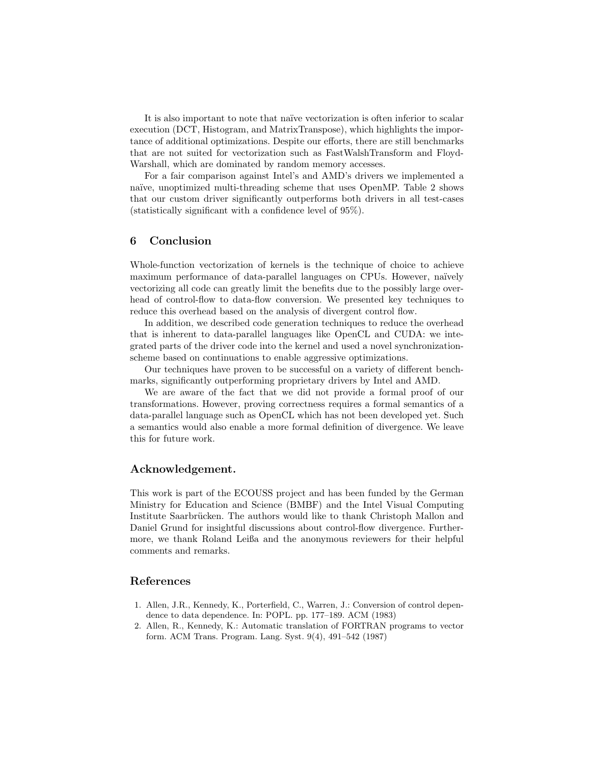It is also important to note that naïve vectorization is often inferior to scalar execution (DCT, Histogram, and MatrixTranspose), which highlights the importance of additional optimizations. Despite our efforts, there are still benchmarks that are not suited for vectorization such as FastWalshTransform and Floyd-Warshall, which are dominated by random memory accesses.

For a fair comparison against Intel's and AMD's drivers we implemented a naïve, unoptimized multi-threading scheme that uses OpenMP. Table 2 shows that our custom driver significantly outperforms both drivers in all test-cases (statistically significant with a confidence level of 95%).

## 6 Conclusion

Whole-function vectorization of kernels is the technique of choice to achieve maximum performance of data-parallel languages on CPUs. However, naïvely vectorizing all code can greatly limit the benefits due to the possibly large overhead of control-flow to data-flow conversion. We presented key techniques to reduce this overhead based on the analysis of divergent control flow.

In addition, we described code generation techniques to reduce the overhead that is inherent to data-parallel languages like OpenCL and CUDA: we integrated parts of the driver code into the kernel and used a novel synchronization-scheme based on continuations to enable aggressive optimizations.

Our techniques have proven to be successful on a variety of different benchmarks, significantly outperforming proprietary drivers by Intel and AMD.

We are aware of the fact that we did not provide a formal proof of our transformations. However, proving correctness requires a formal semantics of a data-parallel language such as OpenCL which has not been developed yet. Such a semantics would also enable a more formal definition of divergence. We leave this for future work.

### Acknowledgement.

This work is part of the ECOUSS project and has been funded by the German Ministry for Education and Science (BMBF) and the Intel Visual Computing Institute Saarbrücken. The authors would like to thank Christoph Mallon and Daniel Grund for insightful discussions about control-flow divergence. Furthermore, we thank Roland Leißa and the anonymous reviewers for their helpful comments and remarks.

## References

1. Allen, J.R., Kennedy, K., Porterfield, C., Warren, J.: Conversion of control dependence to data dependence. In: POPL. pp. 177–189. ACM (1983)
2. Allen, R., Kennedy, K.: Automatic translation of FORTRAN programs to vector form. ACM Trans. Program. Lang. Syst. 9(4), 491–542 (1987)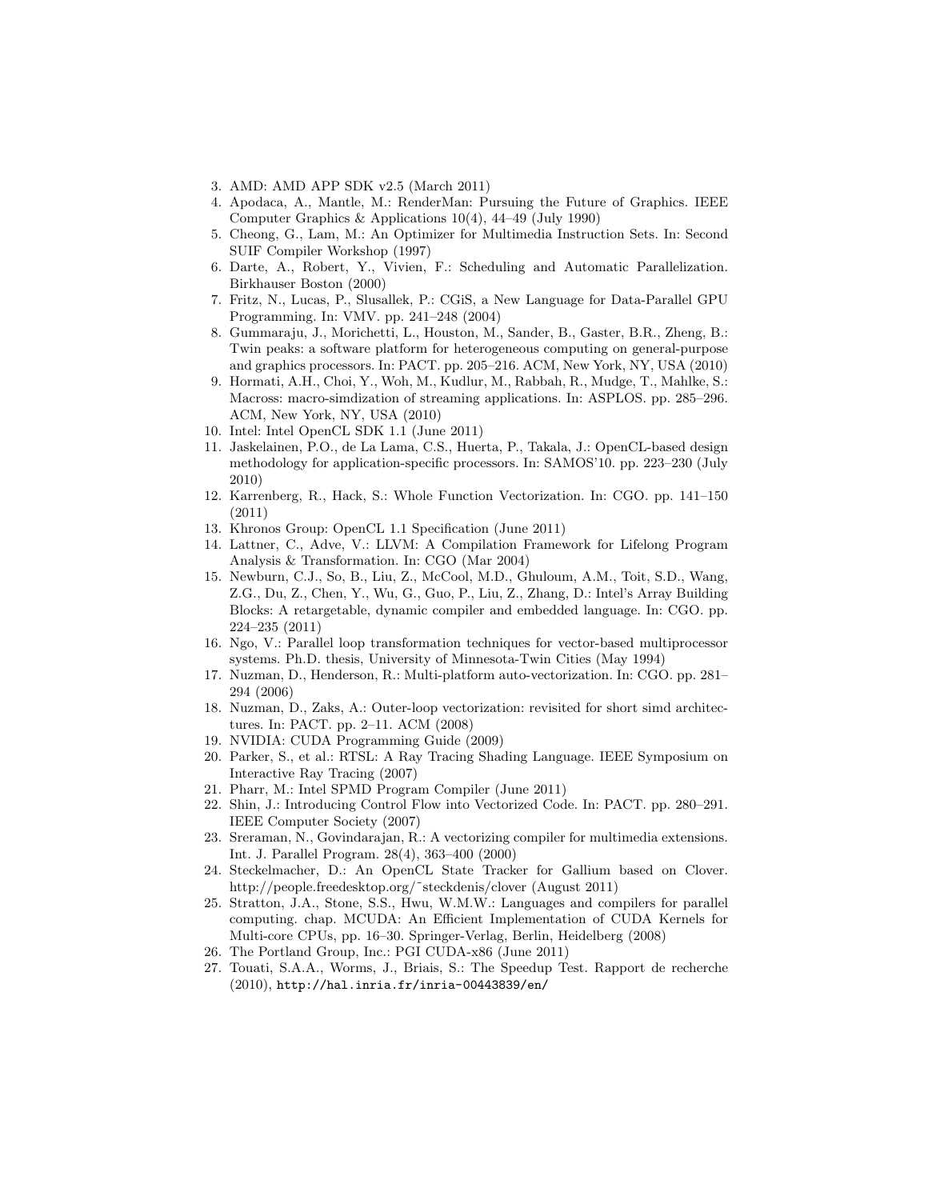3. AMD: AMD APP SDK v2.5 (March 2011)
4. Apodaca, A., Mantle, M.: RenderMan: Pursuing the Future of Graphics. IEEE Computer Graphics & Applications 10(4), 44–49 (July 1990)
5. Cheong, G., Lam, M.: An Optimizer for Multimedia Instruction Sets. In: Second SUIF Compiler Workshop (1997)
6. Darte, A., Robert, Y., Vivien, F.: Scheduling and Automatic Parallelization. Birkhauser Boston (2000)
7. Fritz, N., Lucas, P., Slusallek, P.: CGiS, a New Language for Data-Parallel GPU Programming. In: VMV. pp. 241–248 (2004)
8. Gummaraju, J., Morichetti, L., Houston, M., Sander, B., Gaster, B.R., Zheng, B.: Twin peaks: a software platform for heterogeneous computing on general-purpose and graphics processors. In: PACT. pp. 205–216. ACM, New York, NY, USA (2010)
9. Hormati, A.H., Choi, Y., Woh, M., Kudlur, M., Rabbah, R., Mudge, T., Mahlke, S.: Macross: macro-simdization of streaming applications. In: ASPLOS. pp. 285–296. ACM, New York, NY, USA (2010)
10. Intel: Intel OpenCL SDK 1.1 (June 2011)
11. Jaskelainen, P.O., de La Lama, C.S., Huerta, P., Takala, J.: OpenCL-based design methodology for application-specific processors. In: SAMOS'10. pp. 223–230 (July 2010)
12. Karrenberg, R., Hack, S.: Whole Function Vectorization. In: CGO. pp. 141–150 (2011)
13. Khronos Group: OpenCL 1.1 Specification (June 2011)
14. Lattner, C., Adve, V.: LLVM: A Compilation Framework for Lifelong Program Analysis & Transformation. In: CGO (Mar 2004)
15. Newburn, C.J., So, B., Liu, Z., McCool, M.D., Ghuloum, A.M., Toit, S.D., Wang, Z.G., Du, Z., Chen, Y., Wu, G., Guo, P., Liu, Z., Zhang, D.: Intel's Array Building Blocks: A retargetable, dynamic compiler and embedded language. In: CGO. pp. 224–235 (2011)
16. Ngo, V.: Parallel loop transformation techniques for vector-based multiprocessor systems. Ph.D. thesis, University of Minnesota-Twin Cities (May 1994)
17. Nuzman, D., Henderson, R.: Multi-platform auto-vectorization. In: CGO. pp. 281–294 (2006)
18. Nuzman, D., Zaks, A.: Outer-loop vectorization: revisited for short simd architectures. In: PACT. pp. 2–11. ACM (2008)
19. NVIDIA: CUDA Programming Guide (2009)
20. Parker, S., et al.: RTSL: A Ray Tracing Shading Language. IEEE Symposium on Interactive Ray Tracing (2007)
21. Pharr, M.: Intel SPMD Program Compiler (June 2011)
22. Shin, J.: Introducing Control Flow into Vectorized Code. In: PACT. pp. 280–291. IEEE Computer Society (2007)
23. Sreraman, N., Govindarajan, R.: A vectorizing compiler for multimedia extensions. Int. J. Parallel Program. 28(4), 363–400 (2000)
24. Steckelmacher, D.: An OpenCL State Tracker for Gallium based on Clover. http://people.freedesktop.org/~steckdenis/clover (August 2011)
25. Stratton, J.A., Stone, S.S., Hwu, W.M.W.: Languages and compilers for parallel computing. chap. MCUDA: An Efficient Implementation of CUDA Kernels for Multi-core CPUs, pp. 16–30. Springer-Verlag, Berlin, Heidelberg (2008)
26. The Portland Group, Inc.: PGI CUDA-x86 (June 2011)
27. Touati, S.A.A., Worms, J., Briais, S.: The Speedup Test. Rapport de recherche (2010), `http://hal.inria.fr/inria-00443839/en/`